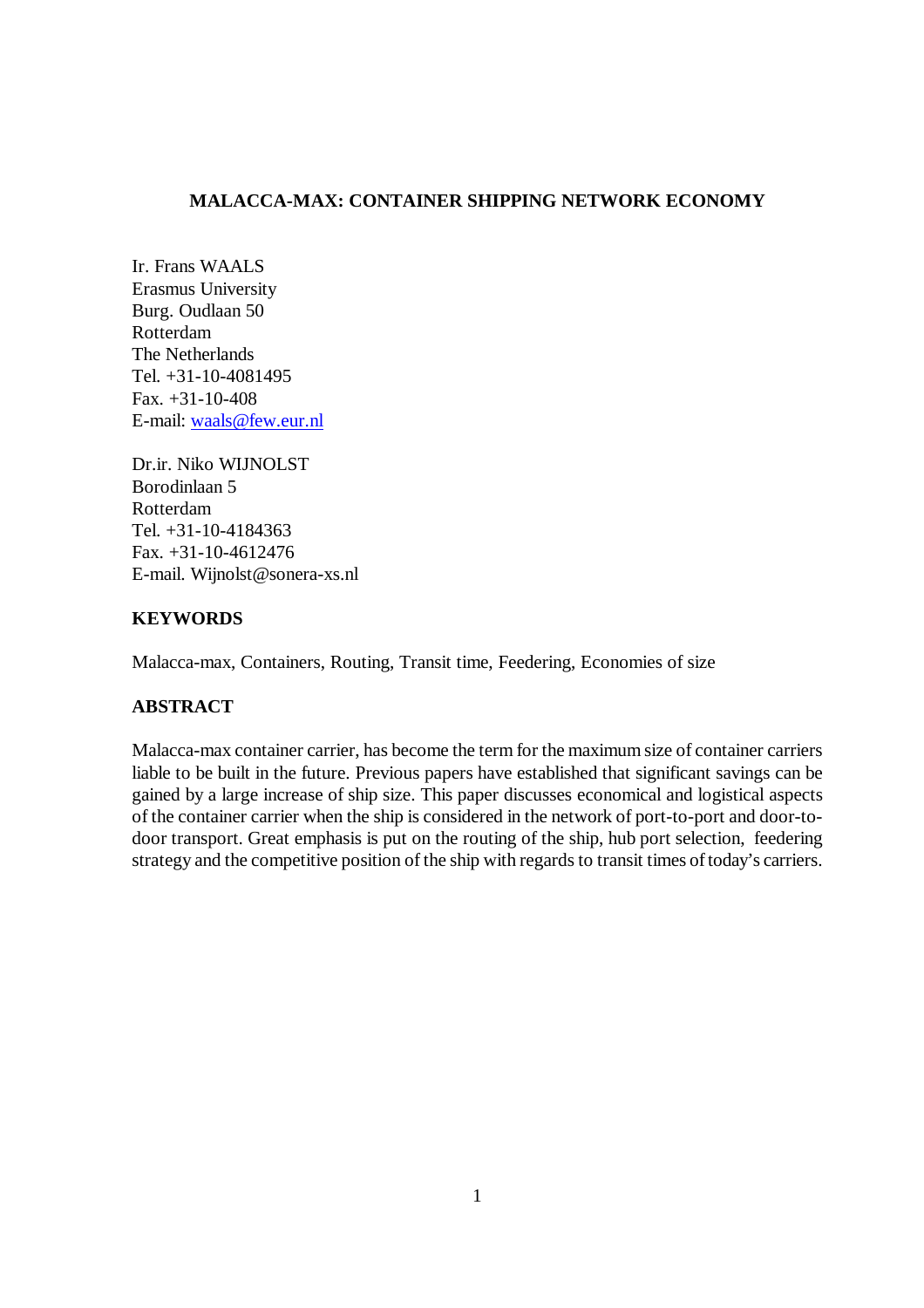# MALACCA-MAX: CONTAINER SHIPPING NETWORK ECONOMY

Ir. Frans WAALS
Erasmus University
Burg. Oudlaan 50
Rotterdam
The Netherlands
Tel. +31-10-4081495
Fax. +31-10-408
E-mail: waals@few.eur.nl

Dr.ir. Niko WIJNOLST
Borodinlaan 5
Rotterdam
Tel. +31-10-4184363
Fax. +31-10-4612476
E-mail. Wijnolst@sonera-xs.nl

## KEYWORDS

Malacca-max, Containers, Routing, Transit time, Feedering, Economies of size

## ABSTRACT

Malacca-max container carrier, has become the term for the maximum size of container carriers liable to be built in the future. Previous papers have established that significant savings can be gained by a large increase of ship size. This paper discusses economical and logistical aspects of the container carrier when the ship is considered in the network of port-to-port and door-to-door transport. Great emphasis is put on the routing of the ship, hub port selection, feedering strategy and the competitive position of the ship with regards to transit times of today's carriers.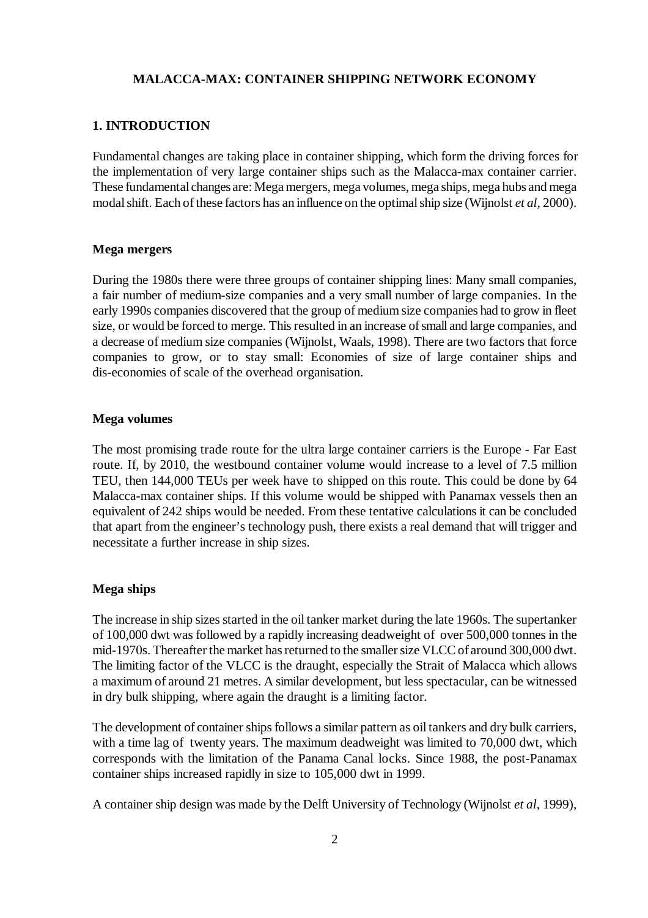## MALACCA-MAX: CONTAINER SHIPPING NETWORK ECONOMY

### 1. INTRODUCTION

Fundamental changes are taking place in container shipping, which form the driving forces for the implementation of very large container ships such as the Malacca-max container carrier. These fundamental changes are: Mega mergers, mega volumes, mega ships, mega hubs and mega modal shift. Each of these factors has an influence on the optimal ship size (Wijnolst *et al*, 2000).

#### Mega mergers

During the 1980s there were three groups of container shipping lines: Many small companies, a fair number of medium-size companies and a very small number of large companies. In the early 1990s companies discovered that the group of medium size companies had to grow in fleet size, or would be forced to merge. This resulted in an increase of small and large companies, and a decrease of medium size companies (Wijnolst, Waals, 1998). There are two factors that force companies to grow, or to stay small: Economies of size of large container ships and dis-economies of scale of the overhead organisation.

#### Mega volumes

The most promising trade route for the ultra large container carriers is the Europe - Far East route. If, by 2010, the westbound container volume would increase to a level of 7.5 million TEU, then 144,000 TEUs per week have to shipped on this route. This could be done by 64 Malacca-max container ships. If this volume would be shipped with Panamax vessels then an equivalent of 242 ships would be needed. From these tentative calculations it can be concluded that apart from the engineer's technology push, there exists a real demand that will trigger and necessitate a further increase in ship sizes.

#### Mega ships

The increase in ship sizes started in the oil tanker market during the late 1960s. The supertanker of 100,000 dwt was followed by a rapidly increasing deadweight of over 500,000 tonnes in the mid-1970s. Thereafter the market has returned to the smaller size VLCC of around 300,000 dwt. The limiting factor of the VLCC is the draught, especially the Strait of Malacca which allows a maximum of around 21 metres. A similar development, but less spectacular, can be witnessed in dry bulk shipping, where again the draught is a limiting factor.

The development of container ships follows a similar pattern as oil tankers and dry bulk carriers, with a time lag of twenty years. The maximum deadweight was limited to 70,000 dwt, which corresponds with the limitation of the Panama Canal locks. Since 1988, the post-Panamax container ships increased rapidly in size to 105,000 dwt in 1999.

A container ship design was made by the Delft University of Technology (Wijnolst *et al*, 1999),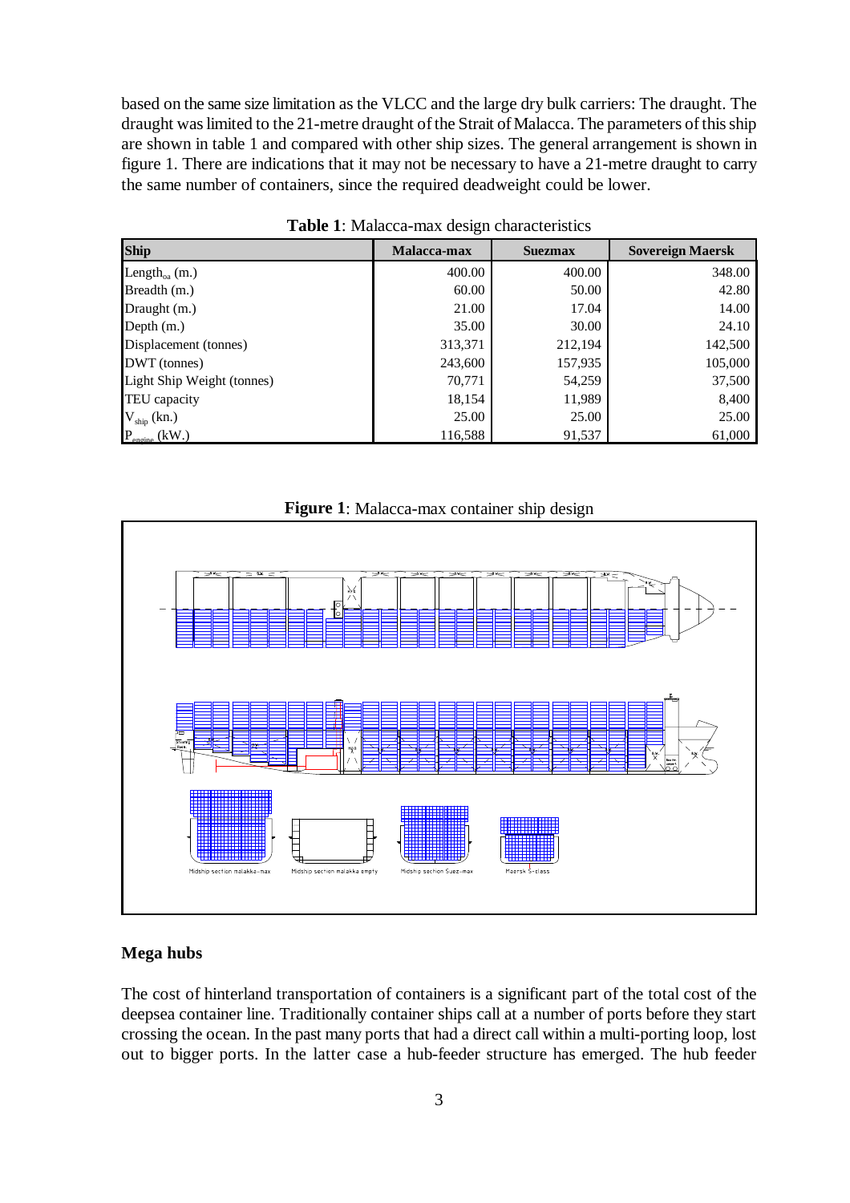based on the same size limitation as the VLCC and the large dry bulk carriers: The draught. The draught was limited to the 21-metre draught of the Strait of Malacca. The parameters of this ship are shown in table 1 and compared with other ship sizes. The general arrangement is shown in figure 1. There are indications that it may not be necessary to have a 21-metre draught to carry the same number of containers, since the required deadweight could be lower.

**Table 1**: Malacca-max design characteristics

| Ship | Malacca-max | Suezmax | Sovereign Maersk |
|---|---|---|---|
| $Length_{oa}$ (m.) | 400.00 | 400.00 | 348.00 |
| Breadth (m.) | 60.00 | 50.00 | 42.80 |
| Draught (m.) | 21.00 | 17.04 | 14.00 |
| Depth (m.) | 35.00 | 30.00 | 24.10 |
| Displacement (tonnes) | 313,371 | 212,194 | 142,500 |
| DWT (tonnes) | 243,600 | 157,935 | 105,000 |
| Light Ship Weight (tonnes) | 70,771 | 54,259 | 37,500 |
| TEU capacity | 18,154 | 11,989 | 8,400 |
| $V_{ship}$ (kn.) | 25.00 | 25.00 | 25.00 |
| $P_{engine}$ (kW.) | 116,588 | 91,537 | 61,000 |

**Figure 1**: Malacca-max container ship design

## Mega hubs

The cost of hinterland transportation of containers is a significant part of the total cost of the deepsea container line. Traditionally container ships call at a number of ports before they start crossing the ocean. In the past many ports that had a direct call within a multi-porting loop, lost out to bigger ports. In the latter case a hub-feeder structure has emerged. The hub feeder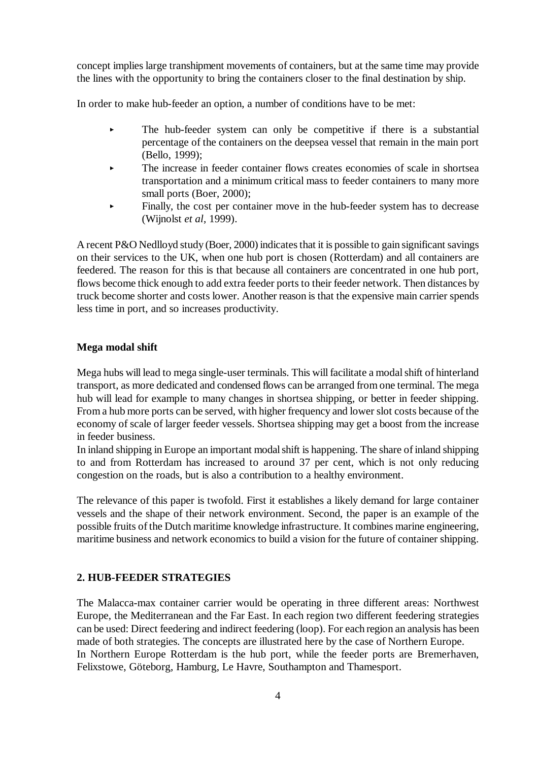concept implies large transhipment movements of containers, but at the same time may provide the lines with the opportunity to bring the containers closer to the final destination by ship.

In order to make hub-feeder an option, a number of conditions have to be met:

- The hub-feeder system can only be competitive if there is a substantial percentage of the containers on the deepsea vessel that remain in the main port (Bello, 1999);
- The increase in feeder container flows creates economies of scale in shortsea transportation and a minimum critical mass to feeder containers to many more small ports (Boer, 2000);
- Finally, the cost per container move in the hub-feeder system has to decrease (Wijnolst *et al*, 1999).

A recent P&O Nedlloyd study (Boer, 2000) indicates that it is possible to gain significant savings on their services to the UK, when one hub port is chosen (Rotterdam) and all containers are feedered. The reason for this is that because all containers are concentrated in one hub port, flows become thick enough to add extra feeder ports to their feeder network. Then distances by truck become shorter and costs lower. Another reason is that the expensive main carrier spends less time in port, and so increases productivity.

**Mega modal shift**

Mega hubs will lead to mega single-user terminals. This will facilitate a modal shift of hinterland transport, as more dedicated and condensed flows can be arranged from one terminal. The mega hub will lead for example to many changes in shortsea shipping, or better in feeder shipping. From a hub more ports can be served, with higher frequency and lower slot costs because of the economy of scale of larger feeder vessels. Shortsea shipping may get a boost from the increase in feeder business.

In inland shipping in Europe an important modal shift is happening. The share of inland shipping to and from Rotterdam has increased to around 37 per cent, which is not only reducing congestion on the roads, but is also a contribution to a healthy environment.

The relevance of this paper is twofold. First it establishes a likely demand for large container vessels and the shape of their network environment. Second, the paper is an example of the possible fruits of the Dutch maritime knowledge infrastructure. It combines marine engineering, maritime business and network economics to build a vision for the future of container shipping.

## 2. HUB-FEEDER STRATEGIES

The Malacca-max container carrier would be operating in three different areas: Northwest Europe, the Mediterranean and the Far East. In each region two different feedering strategies can be used: Direct feedering and indirect feedering (loop). For each region an analysis has been made of both strategies. The concepts are illustrated here by the case of Northern Europe.

In Northern Europe Rotterdam is the hub port, while the feeder ports are Bremerhaven, Felixstowe, Göteborg, Hamburg, Le Havre, Southampton and Thamesport.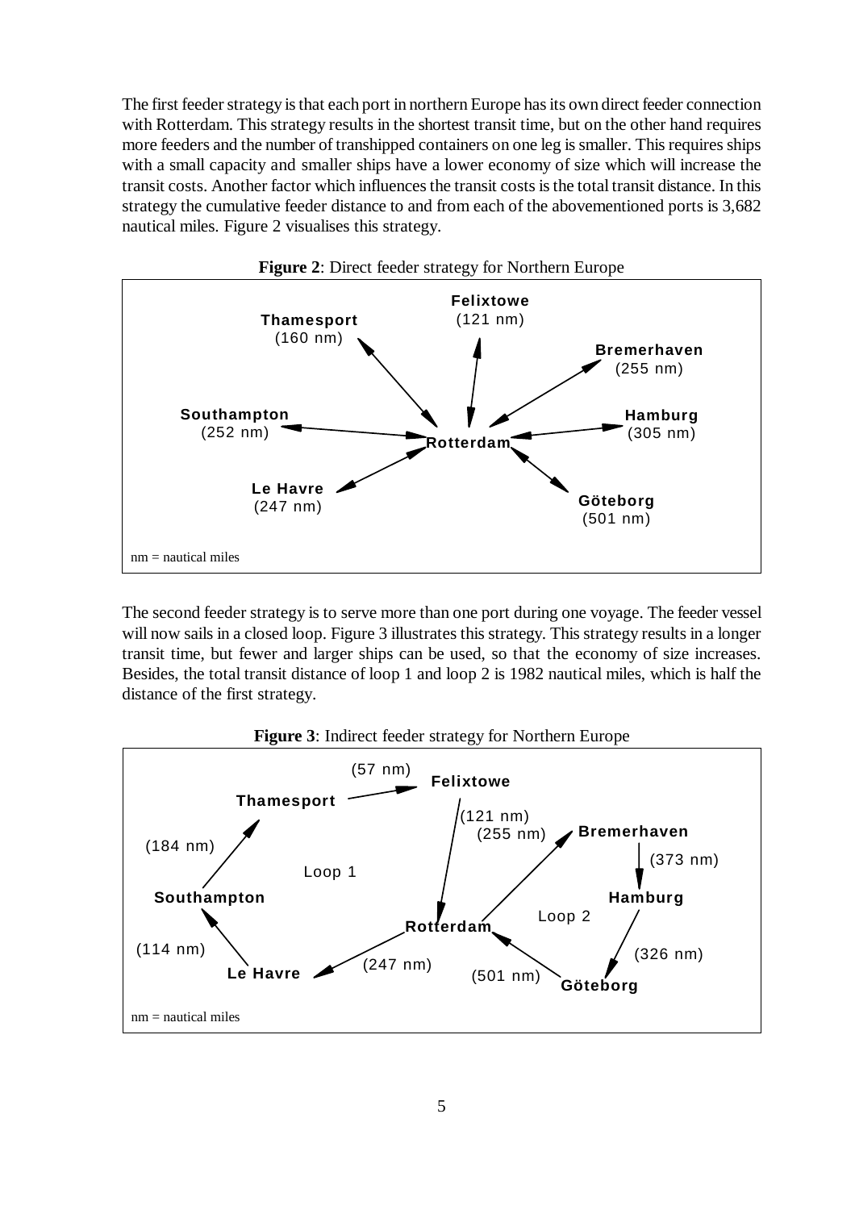The first feeder strategy is that each port in northern Europe has its own direct feeder connection with Rotterdam. This strategy results in the shortest transit time, but on the other hand requires more feeders and the number of transhipped containers on one leg is smaller. This requires ships with a small capacity and smaller ships have a lower economy of size which will increase the transit costs. Another factor which influences the transit costs is the total transit distance. In this strategy the cumulative feeder distance to and from each of the abovementioned ports is 3,682 nautical miles. Figure 2 visualises this strategy.

**Figure 2**: Direct feeder strategy for Northern Europe

Thamesport (160 nm)
Felixtowe (121 nm)
Bremerhaven (255 nm)
Southampton (252 nm)
Rotterdam
Hamburg (305 nm)
Le Havre (247 nm)
Göteborg (501 nm)

nm = nautical miles

The second feeder strategy is to serve more than one port during one voyage. The feeder vessel will now sails in a closed loop. Figure 3 illustrates this strategy. This strategy results in a longer transit time, but fewer and larger ships can be used, so that the economy of size increases. Besides, the total transit distance of loop 1 and loop 2 is 1982 nautical miles, which is half the distance of the first strategy.

**Figure 3**: Indirect feeder strategy for Northern Europe

Loop 1: Rotterdam → Le Havre (247 nm) → Southampton (114 nm) → Thamesport (184 nm) → Felixtowe (57 nm) → Rotterdam (121 nm)

Loop 2: Rotterdam → Bremerhaven (255 nm) → Hamburg (373 nm) → Göteborg (326 nm) → Rotterdam (501 nm)

nm = nautical miles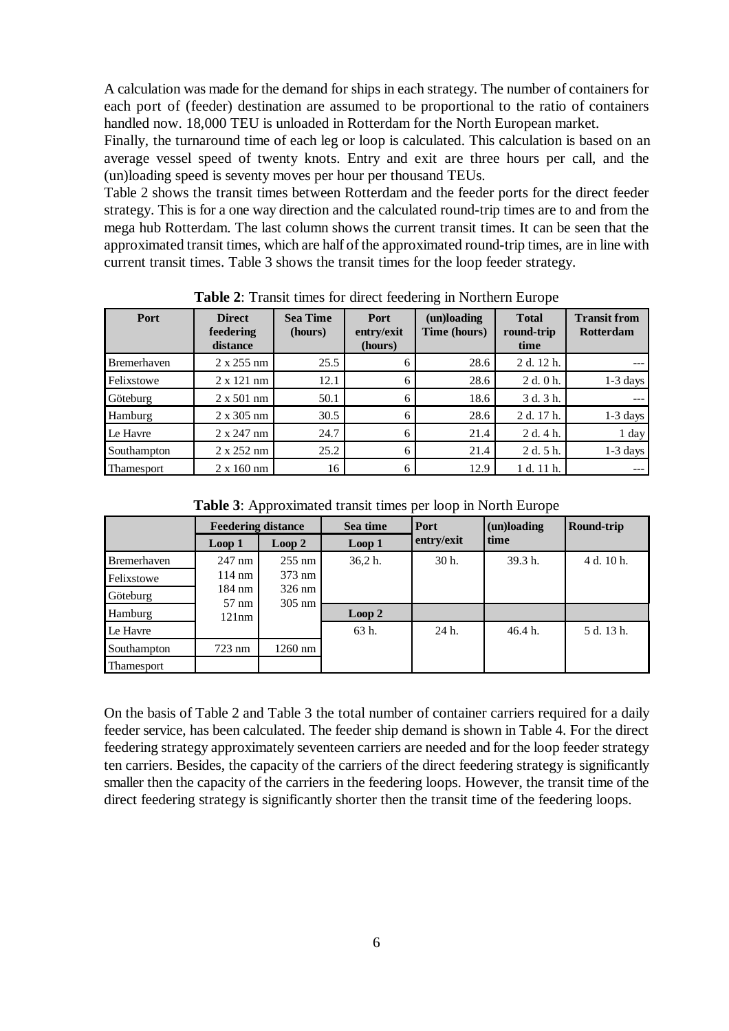A calculation was made for the demand for ships in each strategy. The number of containers for each port of (feeder) destination are assumed to be proportional to the ratio of containers handled now. 18,000 TEU is unloaded in Rotterdam for the North European market.

Finally, the turnaround time of each leg or loop is calculated. This calculation is based on an average vessel speed of twenty knots. Entry and exit are three hours per call, and the (un)loading speed is seventy moves per hour per thousand TEUs.

Table 2 shows the transit times between Rotterdam and the feeder ports for the direct feeder strategy. This is for a one way direction and the calculated round-trip times are to and from the mega hub Rotterdam. The last column shows the current transit times. It can be seen that the approximated transit times, which are half of the approximated round-trip times, are in line with current transit times. Table 3 shows the transit times for the loop feeder strategy.

**Table 2**: Transit times for direct feedering in Northern Europe

| Port | Direct feedering distance | Sea Time (hours) | Port entry/exit (hours) | (un)loading Time (hours) | Total round-trip time | Transit from Rotterdam |
|---|---|---|---|---|---|---|
| Bremerhaven | 2 x 255 nm | 25.5 | 6 | 28.6 | 2 d. 12 h. | --- |
| Felixstowe | 2 x 121 nm | 12.1 | 6 | 28.6 | 2 d. 0 h. | 1-3 days |
| Göteburg | 2 x 501 nm | 50.1 | 6 | 18.6 | 3 d. 3 h. | --- |
| Hamburg | 2 x 305 nm | 30.5 | 6 | 28.6 | 2 d. 17 h. | 1-3 days |
| Le Havre | 2 x 247 nm | 24.7 | 6 | 21.4 | 2 d. 4 h. | 1 day |
| Southampton | 2 x 252 nm | 25.2 | 6 | 21.4 | 2 d. 5 h. | 1-3 days |
| Thamesport | 2 x 160 nm | 16 | 6 | 12.9 | 1 d. 11 h. | --- |

**Table 3**: Approximated transit times per loop in North Europe

| | Feedering distance | | Sea time | Port entry/exit | (un)loading time | Round-trip |
|---|---|---|---|---|---|---|
| | Loop 1 | Loop 2 | Loop 1 | | | |
| Bremerhaven | 247 nm | 255 nm | 36,2 h. | 30 h. | 39.3 h. | 4 d. 10 h. |
| Felixstowe | 114 nm | 373 nm | | | | |
| Göteburg | 184 nm | 326 nm | | | | |
| Hamburg | 57 nm 121nm | 305 nm | Loop 2 | | | |
| Le Havre | | | 63 h. | 24 h. | 46.4 h. | 5 d. 13 h. |
| Southampton | 723 nm | 1260 nm | | | | |
| Thamesport | | | | | | |

On the basis of Table 2 and Table 3 the total number of container carriers required for a daily feeder service, has been calculated. The feeder ship demand is shown in Table 4. For the direct feedering strategy approximately seventeen carriers are needed and for the loop feeder strategy ten carriers. Besides, the capacity of the carriers of the direct feedering strategy is significantly smaller then the capacity of the carriers in the feedering loops. However, the transit time of the direct feedering strategy is significantly shorter then the transit time of the feedering loops.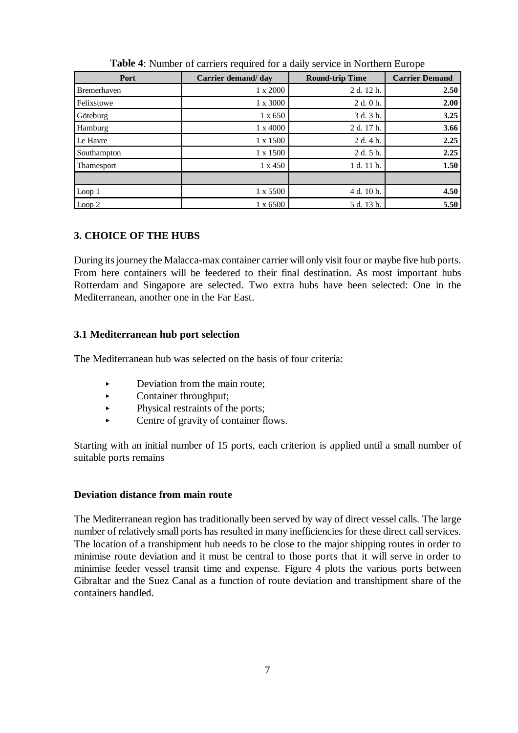**Table 4**: Number of carriers required for a daily service in Northern Europe

| Port | Carrier demand/ day | Round-trip Time | Carrier Demand |
|---|---|---|---|
| Bremerhaven | 1 x 2000 | 2 d. 12 h. | **2.50** |
| Felixstowe | 1 x 3000 | 2 d. 0 h. | **2.00** |
| Göteburg | 1 x 650 | 3 d. 3 h. | **3.25** |
| Hamburg | 1 x 4000 | 2 d. 17 h. | **3.66** |
| Le Havre | 1 x 1500 | 2 d. 4 h. | **2.25** |
| Southampton | 1 x 1500 | 2 d. 5 h. | **2.25** |
| Thamesport | 1 x 450 | 1 d. 11 h. | **1.50** |
| | | | |
| Loop 1 | 1 x 5500 | 4 d. 10 h. | **4.50** |
| Loop 2 | 1 x 6500 | 5 d. 13 h. | **5.50** |

## 3. CHOICE OF THE HUBS

During its journey the Malacca-max container carrier will only visit four or maybe five hub ports. From here containers will be feedered to their final destination. As most important hubs Rotterdam and Singapore are selected. Two extra hubs have been selected: One in the Mediterranean, another one in the Far East.

### 3.1 Mediterranean hub port selection

The Mediterranean hub was selected on the basis of four criteria:

- Deviation from the main route;
- Container throughput;
- Physical restraints of the ports;
- Centre of gravity of container flows.

Starting with an initial number of 15 ports, each criterion is applied until a small number of suitable ports remains

**Deviation distance from main route**

The Mediterranean region has traditionally been served by way of direct vessel calls. The large number of relatively small ports has resulted in many inefficiencies for these direct call services. The location of a transhipment hub needs to be close to the major shipping routes in order to minimise route deviation and it must be central to those ports that it will serve in order to minimise feeder vessel transit time and expense. Figure 4 plots the various ports between Gibraltar and the Suez Canal as a function of route deviation and transhipment share of the containers handled.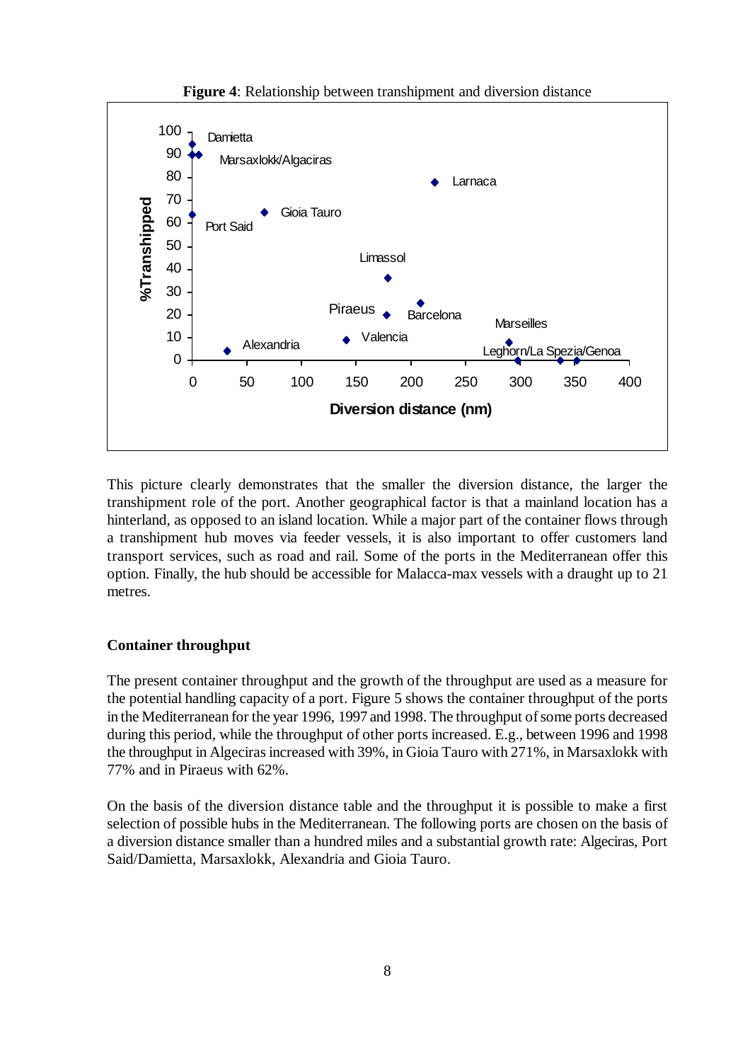**Figure 4**: Relationship between transhipment and diversion distance

This picture clearly demonstrates that the smaller the diversion distance, the larger the transhipment role of the port. Another geographical factor is that a mainland location has a hinterland, as opposed to an island location. While a major part of the container flows through a transhipment hub moves via feeder vessels, it is also important to offer customers land transport services, such as road and rail. Some of the ports in the Mediterranean offer this option. Finally, the hub should be accessible for Malacca-max vessels with a draught up to 21 metres.

### Container throughput

The present container throughput and the growth of the throughput are used as a measure for the potential handling capacity of a port. Figure 5 shows the container throughput of the ports in the Mediterranean for the year 1996, 1997 and 1998. The throughput of some ports decreased during this period, while the throughput of other ports increased. E.g., between 1996 and 1998 the throughput in Algeciras increased with 39%, in Gioia Tauro with 271%, in Marsaxlokk with 77% and in Piraeus with 62%.

On the basis of the diversion distance table and the throughput it is possible to make a first selection of possible hubs in the Mediterranean. The following ports are chosen on the basis of a diversion distance smaller than a hundred miles and a substantial growth rate: Algeciras, Port Said/Damietta, Marsaxlokk, Alexandria and Gioia Tauro.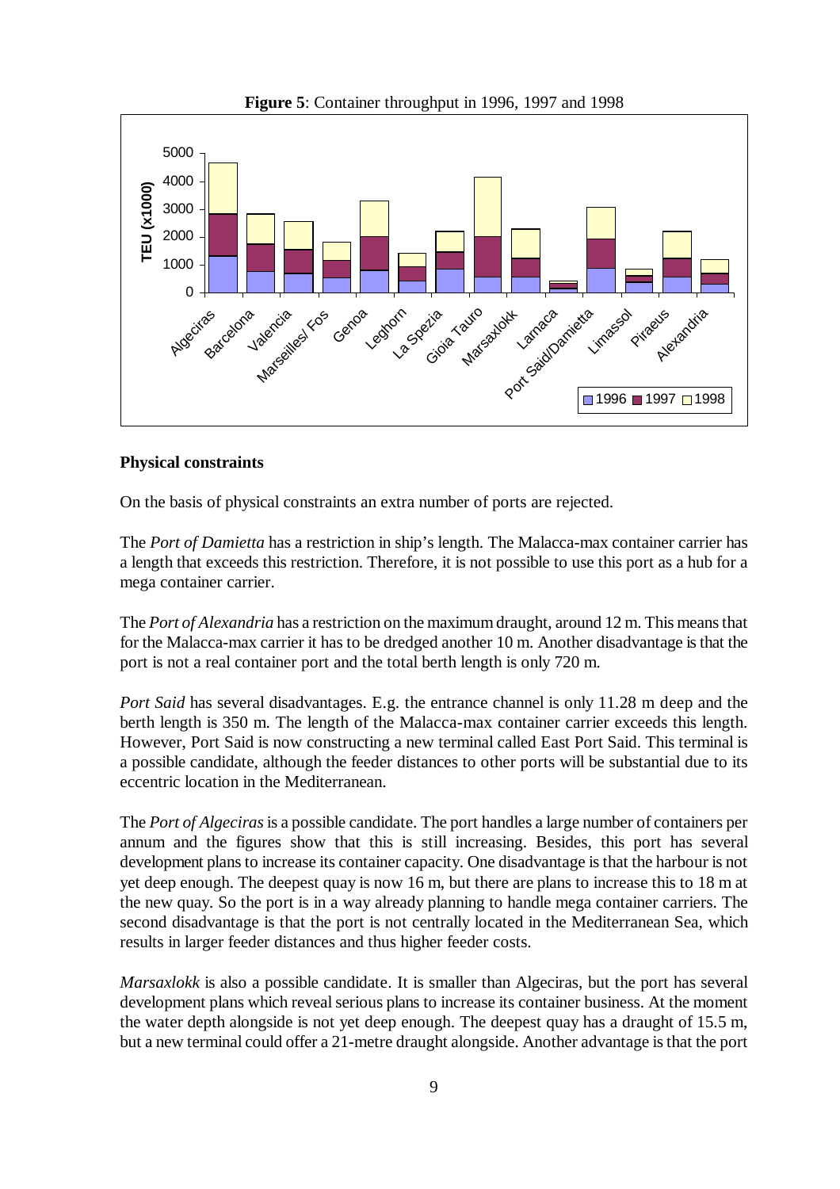**Figure 5**: Container throughput in 1996, 1997 and 1998

### Physical constraints

On the basis of physical constraints an extra number of ports are rejected.

The *Port of Damietta* has a restriction in ship's length. The Malacca-max container carrier has a length that exceeds this restriction. Therefore, it is not possible to use this port as a hub for a mega container carrier.

The *Port of Alexandria* has a restriction on the maximum draught, around 12 m. This means that for the Malacca-max carrier it has to be dredged another 10 m. Another disadvantage is that the port is not a real container port and the total berth length is only 720 m.

*Port Said* has several disadvantages. E.g. the entrance channel is only 11.28 m deep and the berth length is 350 m. The length of the Malacca-max container carrier exceeds this length. However, Port Said is now constructing a new terminal called East Port Said. This terminal is a possible candidate, although the feeder distances to other ports will be substantial due to its eccentric location in the Mediterranean.

The *Port of Algeciras* is a possible candidate. The port handles a large number of containers per annum and the figures show that this is still increasing. Besides, this port has several development plans to increase its container capacity. One disadvantage is that the harbour is not yet deep enough. The deepest quay is now 16 m, but there are plans to increase this to 18 m at the new quay. So the port is in a way already planning to handle mega container carriers. The second disadvantage is that the port is not centrally located in the Mediterranean Sea, which results in larger feeder distances and thus higher feeder costs.

*Marsaxlokk* is also a possible candidate. It is smaller than Algeciras, but the port has several development plans which reveal serious plans to increase its container business. At the moment the water depth alongside is not yet deep enough. The deepest quay has a draught of 15.5 m, but a new terminal could offer a 21-metre draught alongside. Another advantage is that the port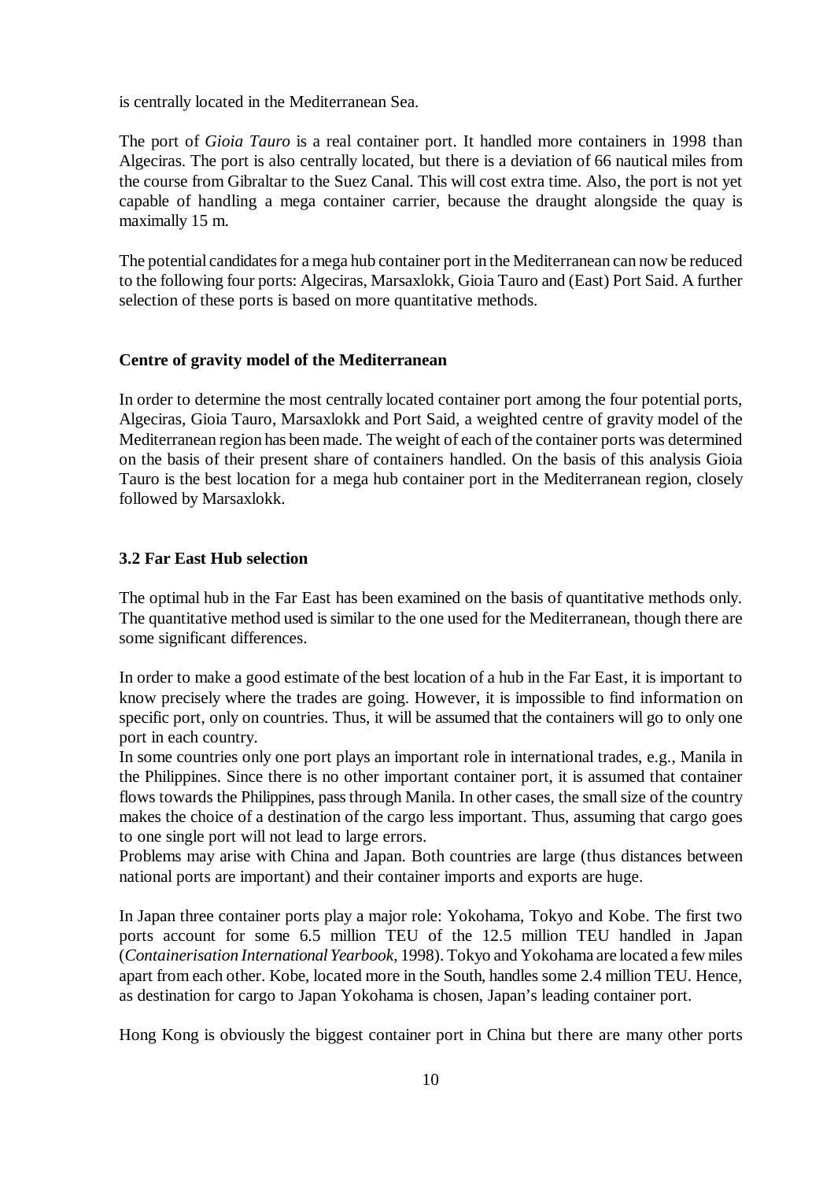is centrally located in the Mediterranean Sea.

The port of *Gioia Tauro* is a real container port. It handled more containers in 1998 than Algeciras. The port is also centrally located, but there is a deviation of 66 nautical miles from the course from Gibraltar to the Suez Canal. This will cost extra time. Also, the port is not yet capable of handling a mega container carrier, because the draught alongside the quay is maximally 15 m.

The potential candidates for a mega hub container port in the Mediterranean can now be reduced to the following four ports: Algeciras, Marsaxlokk, Gioia Tauro and (East) Port Said. A further selection of these ports is based on more quantitative methods.

**Centre of gravity model of the Mediterranean**

In order to determine the most centrally located container port among the four potential ports, Algeciras, Gioia Tauro, Marsaxlokk and Port Said, a weighted centre of gravity model of the Mediterranean region has been made. The weight of each of the container ports was determined on the basis of their present share of containers handled. On the basis of this analysis Gioia Tauro is the best location for a mega hub container port in the Mediterranean region, closely followed by Marsaxlokk.

### 3.2 Far East Hub selection

The optimal hub in the Far East has been examined on the basis of quantitative methods only. The quantitative method used is similar to the one used for the Mediterranean, though there are some significant differences.

In order to make a good estimate of the best location of a hub in the Far East, it is important to know precisely where the trades are going. However, it is impossible to find information on specific port, only on countries. Thus, it will be assumed that the containers will go to only one port in each country.
In some countries only one port plays an important role in international trades, e.g., Manila in the Philippines. Since there is no other important container port, it is assumed that container flows towards the Philippines, pass through Manila. In other cases, the small size of the country makes the choice of a destination of the cargo less important. Thus, assuming that cargo goes to one single port will not lead to large errors.
Problems may arise with China and Japan. Both countries are large (thus distances between national ports are important) and their container imports and exports are huge.

In Japan three container ports play a major role: Yokohama, Tokyo and Kobe. The first two ports account for some 6.5 million TEU of the 12.5 million TEU handled in Japan (*Containerisation International Yearbook*, 1998). Tokyo and Yokohama are located a few miles apart from each other. Kobe, located more in the South, handles some 2.4 million TEU. Hence, as destination for cargo to Japan Yokohama is chosen, Japan's leading container port.

Hong Kong is obviously the biggest container port in China but there are many other ports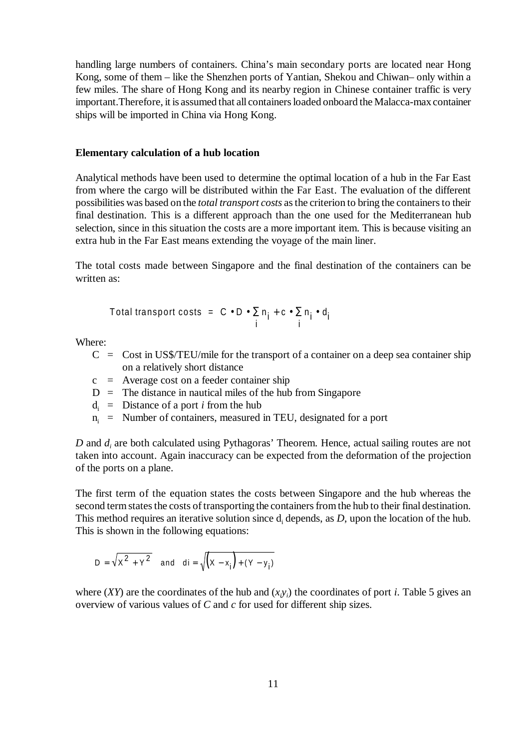handling large numbers of containers. China's main secondary ports are located near Hong Kong, some of them – like the Shenzhen ports of Yantian, Shekou and Chiwan– only within a few miles. The share of Hong Kong and its nearby region in Chinese container traffic is very important.Therefore, it is assumed that all containers loaded onboard the Malacca-max container ships will be imported in China via Hong Kong.

**Elementary calculation of a hub location**

Analytical methods have been used to determine the optimal location of a hub in the Far East from where the cargo will be distributed within the Far East. The evaluation of the different possibilities was based on the *total transport costs* as the criterion to bring the containers to their final destination. This is a different approach than the one used for the Mediterranean hub selection, since in this situation the costs are a more important item. This is because visiting an extra hub in the Far East means extending the voyage of the main liner.

The total costs made between Singapore and the final destination of the containers can be written as:

$$\text{Total transport costs} = C \bullet D \bullet \sum_i n_i + c \bullet \sum_i n_i \bullet d_i$$

Where:

- $C$ = Cost in US$/TEU/mile for the transport of a container on a deep sea container ship on a relatively short distance
- $c$ = Average cost on a feeder container ship
- $D$ = The distance in nautical miles of the hub from Singapore
- $d_i$ = Distance of a port *i* from the hub
- $n_i$ = Number of containers, measured in TEU, designated for a port

*D* and $d_i$ are both calculated using Pythagoras' Theorem. Hence, actual sailing routes are not taken into account. Again inaccuracy can be expected from the deformation of the projection of the ports on a plane.

The first term of the equation states the costs between Singapore and the hub whereas the second term states the costs of transporting the containers from the hub to their final destination. This method requires an iterative solution since $d_i$ depends, as *D*, upon the location of the hub. This is shown in the following equations:

$$D = \sqrt{X^2 + Y^2} \quad \text{and} \quad di = \sqrt{\left(X - x_i\right) + (Y - y_i)}$$

where (*XY*) are the coordinates of the hub and ($x_i y_i$) the coordinates of port *i*. Table 5 gives an overview of various values of *C* and *c* for used for different ship sizes.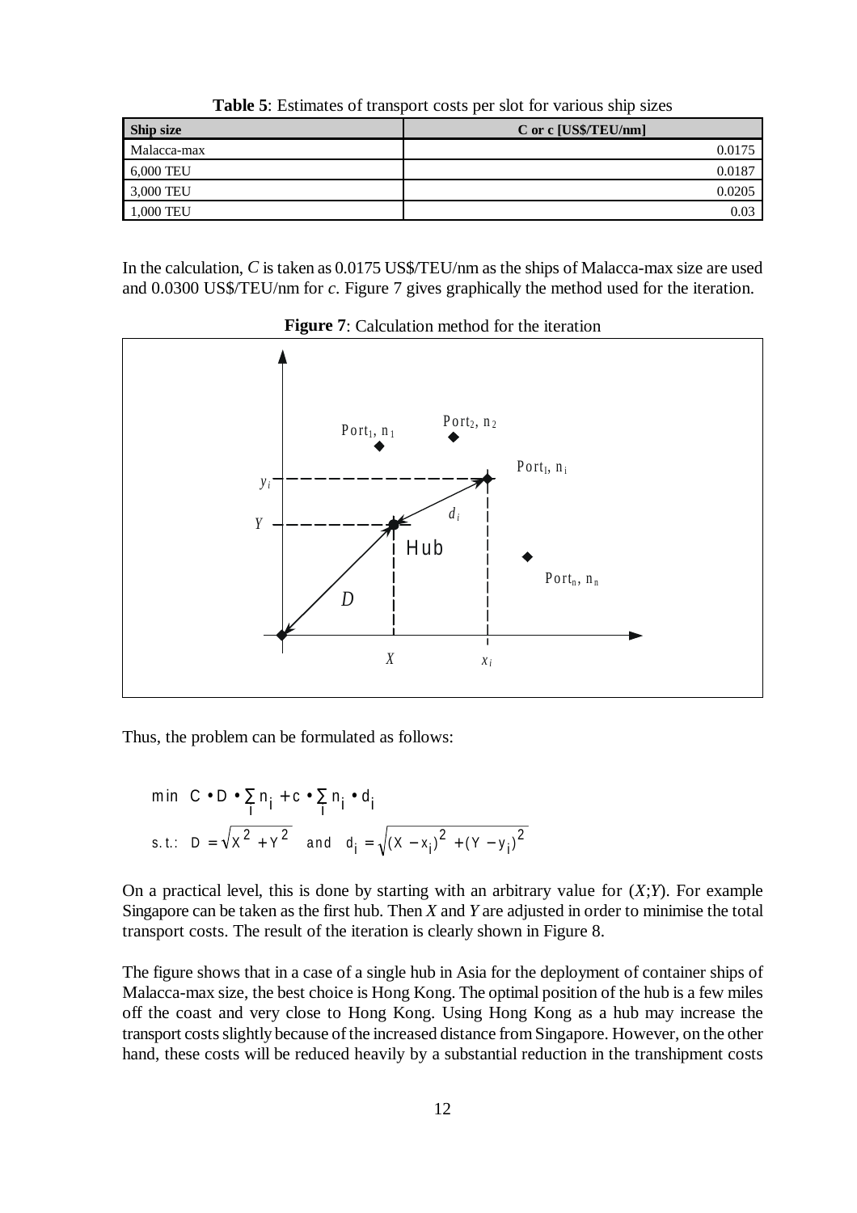**Table 5**: Estimates of transport costs per slot for various ship sizes

| Ship size | C or c [US$/TEU/nm] |
|---|---|
| Malacca-max | 0.0175 |
| 6,000 TEU | 0.0187 |
| 3,000 TEU | 0.0205 |
| 1,000 TEU | 0.03 |

In the calculation, $C$ is taken as 0.0175 US$/TEU/nm as the ships of Malacca-max size are used and 0.0300 US$/TEU/nm for $c$. Figure 7 gives graphically the method used for the iteration.

**Figure 7**: Calculation method for the iteration

Thus, the problem can be formulated as follows:

$$\min \quad C \cdot D \cdot \sum_i n_i + c \cdot \sum_i n_i \cdot d_i$$

$$\text{s.t.:} \quad D = \sqrt{X^2 + Y^2} \quad \text{and} \quad d_i = \sqrt{(X - x_i)^2 + (Y - y_i)^2}$$

On a practical level, this is done by starting with an arbitrary value for ($X$;$Y$). For example Singapore can be taken as the first hub. Then $X$ and $Y$ are adjusted in order to minimise the total transport costs. The result of the iteration is clearly shown in Figure 8.

The figure shows that in a case of a single hub in Asia for the deployment of container ships of Malacca-max size, the best choice is Hong Kong. The optimal position of the hub is a few miles off the coast and very close to Hong Kong. Using Hong Kong as a hub may increase the transport costs slightly because of the increased distance from Singapore. However, on the other hand, these costs will be reduced heavily by a substantial reduction in the transhipment costs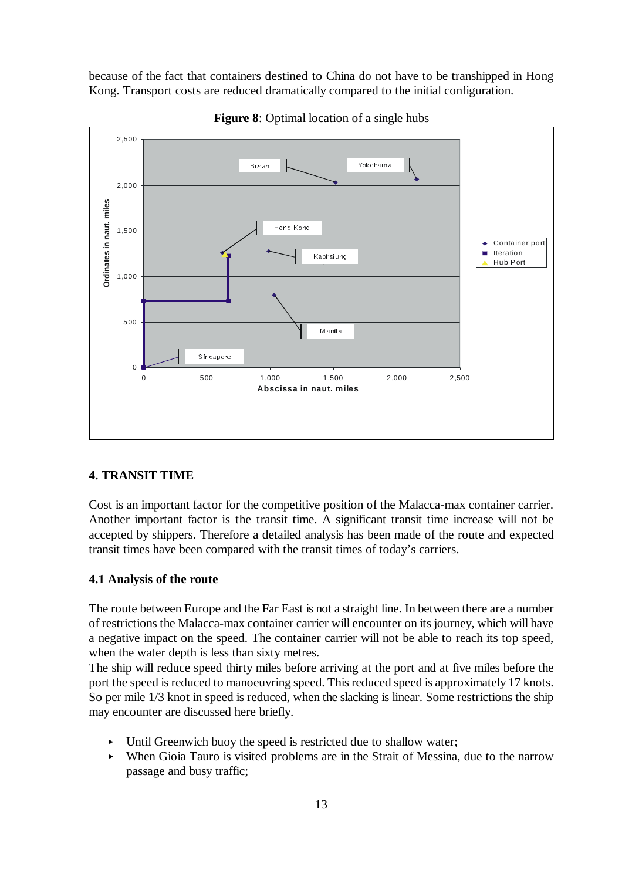because of the fact that containers destined to China do not have to be transhipped in Hong Kong. Transport costs are reduced dramatically compared to the initial configuration.

**Figure 8**: Optimal location of a single hubs

## 4. TRANSIT TIME

Cost is an important factor for the competitive position of the Malacca-max container carrier. Another important factor is the transit time. A significant transit time increase will not be accepted by shippers. Therefore a detailed analysis has been made of the route and expected transit times have been compared with the transit times of today's carriers.

### 4.1 Analysis of the route

The route between Europe and the Far East is not a straight line. In between there are a number of restrictions the Malacca-max container carrier will encounter on its journey, which will have a negative impact on the speed. The container carrier will not be able to reach its top speed, when the water depth is less than sixty metres.

The ship will reduce speed thirty miles before arriving at the port and at five miles before the port the speed is reduced to manoeuvring speed. This reduced speed is approximately 17 knots. So per mile 1/3 knot in speed is reduced, when the slacking is linear. Some restrictions the ship may encounter are discussed here briefly.

- Until Greenwich buoy the speed is restricted due to shallow water;
- When Gioia Tauro is visited problems are in the Strait of Messina, due to the narrow passage and busy traffic;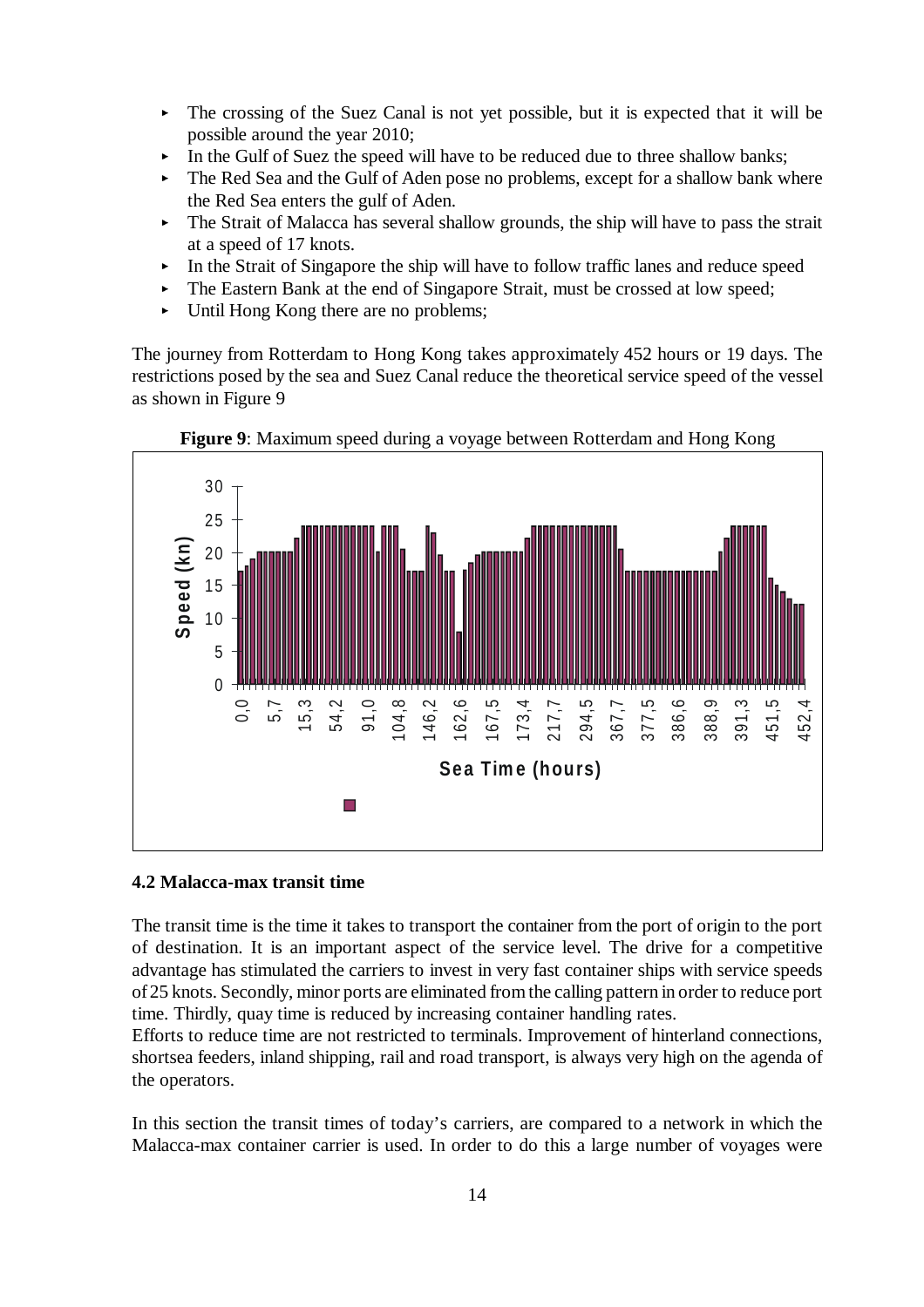- The crossing of the Suez Canal is not yet possible, but it is expected that it will be possible around the year 2010;
- In the Gulf of Suez the speed will have to be reduced due to three shallow banks;
- The Red Sea and the Gulf of Aden pose no problems, except for a shallow bank where the Red Sea enters the gulf of Aden.
- The Strait of Malacca has several shallow grounds, the ship will have to pass the strait at a speed of 17 knots.
- In the Strait of Singapore the ship will have to follow traffic lanes and reduce speed
- The Eastern Bank at the end of Singapore Strait, must be crossed at low speed;
- Until Hong Kong there are no problems;

The journey from Rotterdam to Hong Kong takes approximately 452 hours or 19 days. The restrictions posed by the sea and Suez Canal reduce the theoretical service speed of the vessel as shown in Figure 9

**Figure 9**: Maximum speed during a voyage between Rotterdam and Hong Kong

## 4.2 Malacca-max transit time

The transit time is the time it takes to transport the container from the port of origin to the port of destination. It is an important aspect of the service level. The drive for a competitive advantage has stimulated the carriers to invest in very fast container ships with service speeds of 25 knots. Secondly, minor ports are eliminated from the calling pattern in order to reduce port time. Thirdly, quay time is reduced by increasing container handling rates.

Efforts to reduce time are not restricted to terminals. Improvement of hinterland connections, shortsea feeders, inland shipping, rail and road transport, is always very high on the agenda of the operators.

In this section the transit times of today's carriers, are compared to a network in which the Malacca-max container carrier is used. In order to do this a large number of voyages were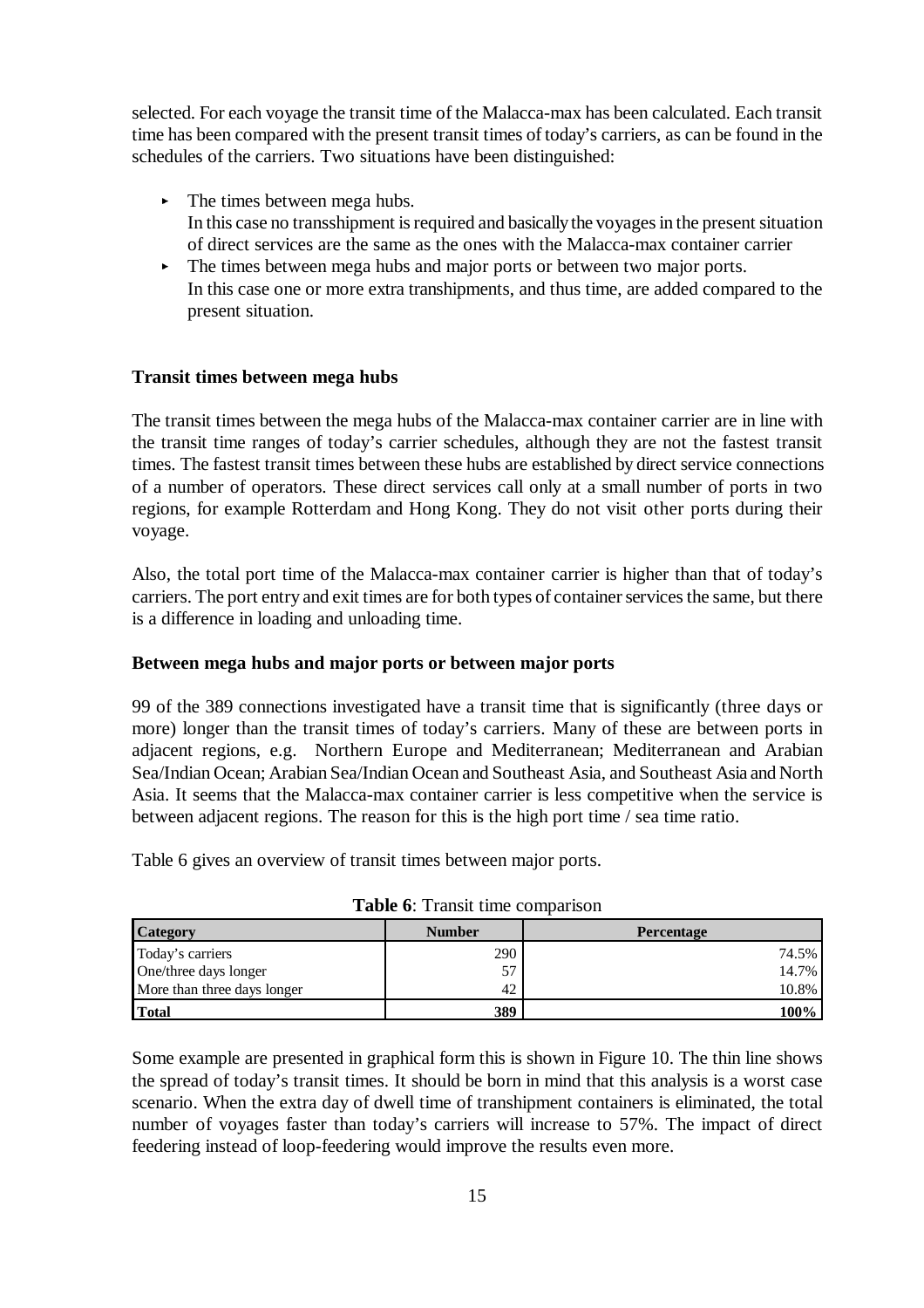selected. For each voyage the transit time of the Malacca-max has been calculated. Each transit time has been compared with the present transit times of today's carriers, as can be found in the schedules of the carriers. Two situations have been distinguished:

- The times between mega hubs.
  In this case no transshipment is required and basically the voyages in the present situation of direct services are the same as the ones with the Malacca-max container carrier
- The times between mega hubs and major ports or between two major ports.
  In this case one or more extra transhipments, and thus time, are added compared to the present situation.

**Transit times between mega hubs**

The transit times between the mega hubs of the Malacca-max container carrier are in line with the transit time ranges of today's carrier schedules, although they are not the fastest transit times. The fastest transit times between these hubs are established by direct service connections of a number of operators. These direct services call only at a small number of ports in two regions, for example Rotterdam and Hong Kong. They do not visit other ports during their voyage.

Also, the total port time of the Malacca-max container carrier is higher than that of today's carriers. The port entry and exit times are for both types of container services the same, but there is a difference in loading and unloading time.

**Between mega hubs and major ports or between major ports**

99 of the 389 connections investigated have a transit time that is significantly (three days or more) longer than the transit times of today's carriers. Many of these are between ports in adjacent regions, e.g. Northern Europe and Mediterranean; Mediterranean and Arabian Sea/Indian Ocean; Arabian Sea/Indian Ocean and Southeast Asia, and Southeast Asia and North Asia. It seems that the Malacca-max container carrier is less competitive when the service is between adjacent regions. The reason for this is the high port time / sea time ratio.

Table 6 gives an overview of transit times between major ports.

**Table 6**: Transit time comparison

| Category | Number | Percentage |
|---|---|---|
| Today's carriers | 290 | 74.5% |
| One/three days longer | 57 | 14.7% |
| More than three days longer | 42 | 10.8% |
| **Total** | **389** | **100%** |

Some example are presented in graphical form this is shown in Figure 10. The thin line shows the spread of today's transit times. It should be born in mind that this analysis is a worst case scenario. When the extra day of dwell time of transhipment containers is eliminated, the total number of voyages faster than today's carriers will increase to 57%. The impact of direct feedering instead of loop-feedering would improve the results even more.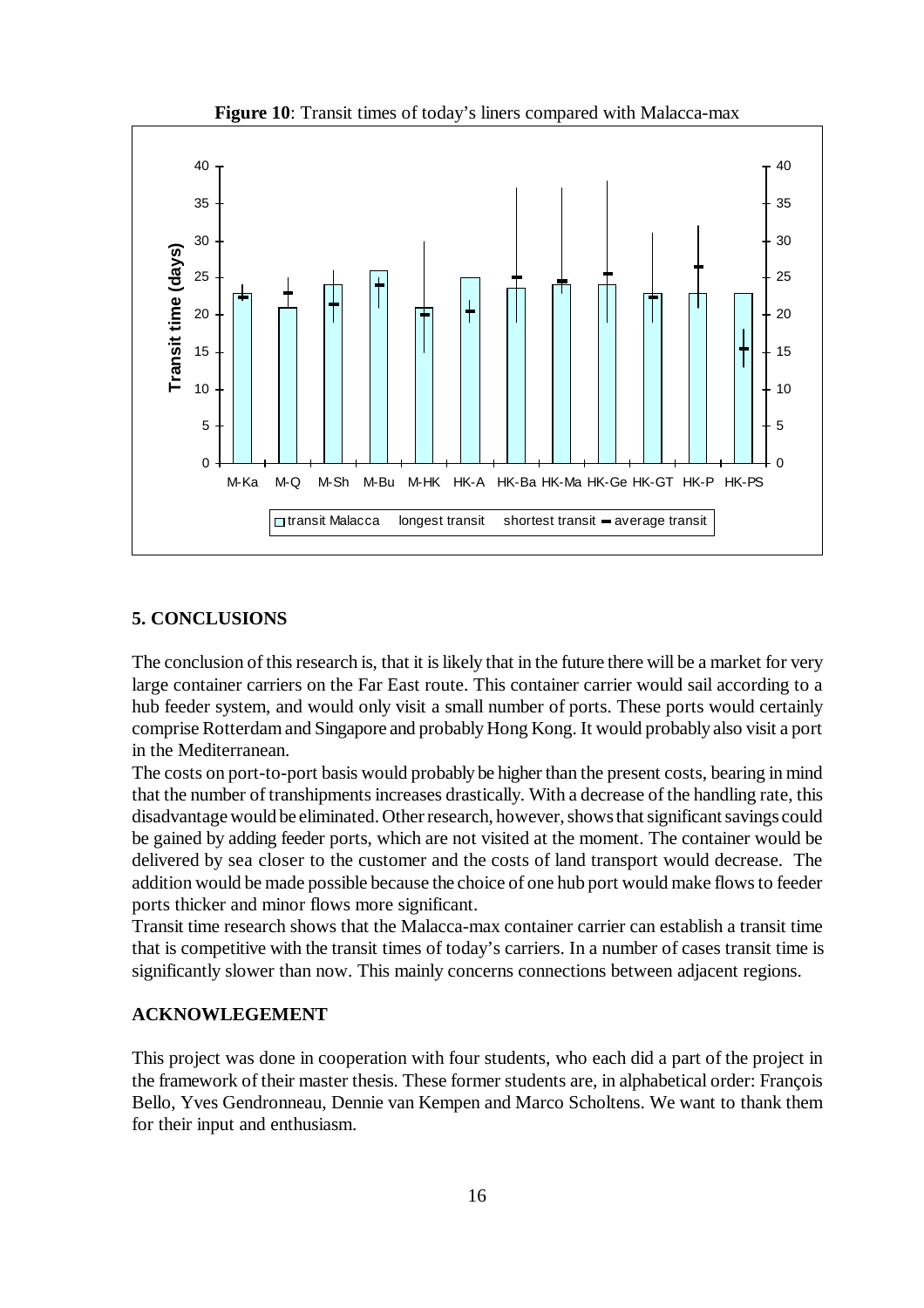**Figure 10**: Transit times of today's liners compared with Malacca-max

## 5. CONCLUSIONS

The conclusion of this research is, that it is likely that in the future there will be a market for very large container carriers on the Far East route. This container carrier would sail according to a hub feeder system, and would only visit a small number of ports. These ports would certainly comprise Rotterdam and Singapore and probably Hong Kong. It would probably also visit a port in the Mediterranean.

The costs on port-to-port basis would probably be higher than the present costs, bearing in mind that the number of transhipments increases drastically. With a decrease of the handling rate, this disadvantage would be eliminated. Other research, however, shows that significant savings could be gained by adding feeder ports, which are not visited at the moment. The container would be delivered by sea closer to the customer and the costs of land transport would decrease. The addition would be made possible because the choice of one hub port would make flows to feeder ports thicker and minor flows more significant.

Transit time research shows that the Malacca-max container carrier can establish a transit time that is competitive with the transit times of today's carriers. In a number of cases transit time is significantly slower than now. This mainly concerns connections between adjacent regions.

## ACKNOWLEGEMENT

This project was done in cooperation with four students, who each did a part of the project in the framework of their master thesis. These former students are, in alphabetical order: François Bello, Yves Gendronneau, Dennie van Kempen and Marco Scholtens. We want to thank them for their input and enthusiasm.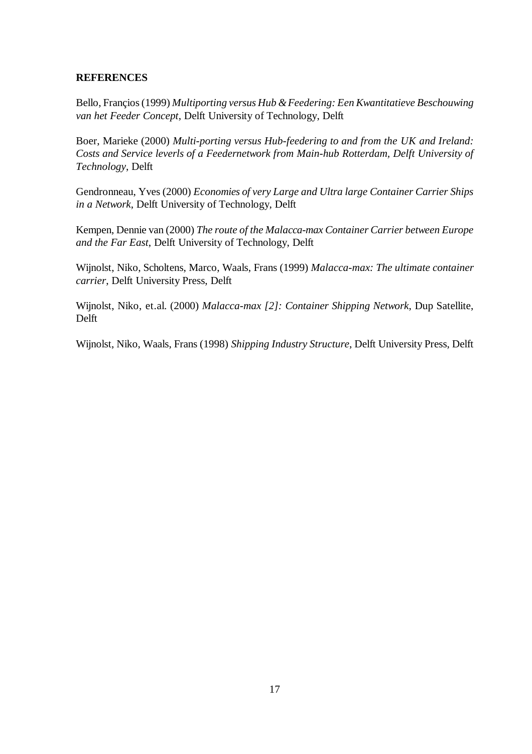**REFERENCES**

Bello, Françios (1999) *Multiporting versus Hub & Feedering: Een Kwantitatieve Beschouwing van het Feeder Concept*, Delft University of Technology, Delft

Boer, Marieke (2000) *Multi-porting versus Hub-feedering to and from the UK and Ireland: Costs and Service leverls of a Feedernetwork from Main-hub Rotterdam, Delft University of Technology*, Delft

Gendronneau, Yves (2000) *Economies of very Large and Ultra large Container Carrier Ships in a Network*, Delft University of Technology, Delft

Kempen, Dennie van (2000) *The route of the Malacca-max Container Carrier between Europe and the Far East*, Delft University of Technology, Delft

Wijnolst, Niko, Scholtens, Marco, Waals, Frans (1999) *Malacca-max: The ultimate container carrier*, Delft University Press, Delft

Wijnolst, Niko, et.al. (2000) *Malacca-max [2]: Container Shipping Network*, Dup Satellite, Delft

Wijnolst, Niko, Waals, Frans (1998) *Shipping Industry Structure*, Delft University Press, Delft